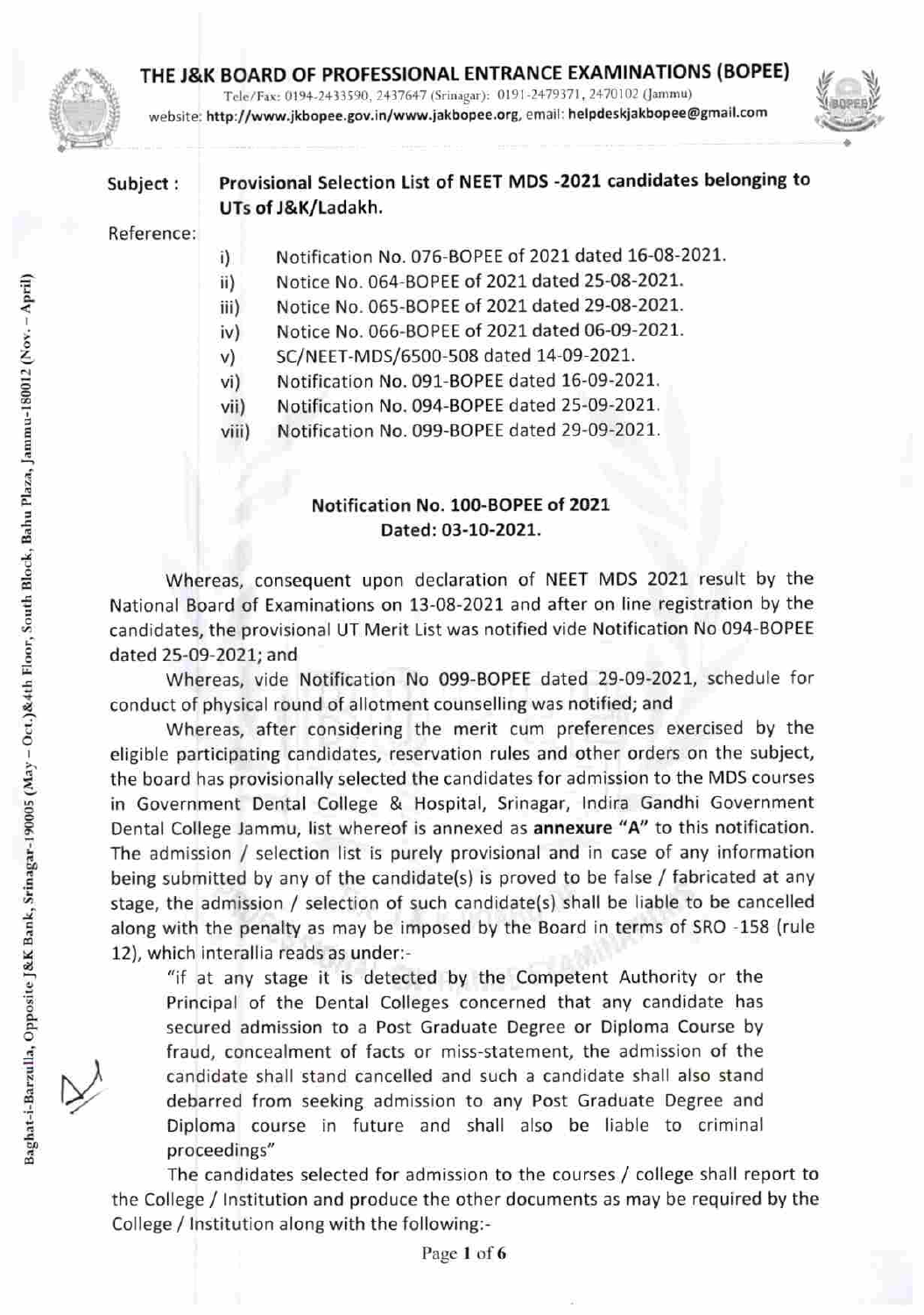# THE J&K BOARD OF PROFESSIONAL ENTRANCE EXAMINATIONS (BOPEE)

Tele/Fax: 0194-2433590, 2437647 (Srinagar): 0191-2479371, 2470102 (Jammu)
website: http://www.jkbopee.gov.in/www.jakbopee.org, email: helpdeskjakbopee@gmail.com

Baghat-i-Barzulla, Opposite J&K Bank, Srinagar-190005 (May – Oct.)&4th Floor, South Block, Bahu Plaza, Jammu-180012 (Nov. – April)

**Subject :** **Provisional Selection List of NEET MDS -2021 candidates belonging to UTs of J&K/Ladakh.**

Reference:

i) Notification No. 076-BOPEE of 2021 dated 16-08-2021.
ii) Notice No. 064-BOPEE of 2021 dated 25-08-2021.
iii) Notice No. 065-BOPEE of 2021 dated 29-08-2021.
iv) Notice No. 066-BOPEE of 2021 dated 06-09-2021.
v) SC/NEET-MDS/6500-508 dated 14-09-2021.
vi) Notification No. 091-BOPEE dated 16-09-2021.
vii) Notification No. 094-BOPEE dated 25-09-2021.
viii) Notification No. 099-BOPEE dated 29-09-2021.

**Notification No. 100-BOPEE of 2021**
**Dated: 03-10-2021.**

Whereas, consequent upon declaration of NEET MDS 2021 result by the National Board of Examinations on 13-08-2021 and after on line registration by the candidates, the provisional UT Merit List was notified vide **Notification No 094-BOPEE** dated 25-09-2021; and

Whereas, vide **Notification No 099-BOPEE** dated 29-09-2021, schedule for conduct of physical round of allotment counselling was notified; and

Whereas, after considering the merit cum preferences exercised by the eligible participating candidates, reservation rules and other orders on the subject, the board has provisionally selected the candidates for admission to the MDS courses in Government Dental College & Hospital, Srinagar, Indira Gandhi Government Dental College Jammu, list whereof is annexed as **annexure "A"** to this notification. The admission / selection list is purely provisional and in case of any information being submitted by any of the candidate(s) is proved to be false / fabricated at any stage, the admission / selection of such candidate(s) shall be liable to be cancelled along with the penalty as may be imposed by the Board in terms of SRO -158 (rule 12), which interallia reads as under:-

> "if at any stage it is detected by the Competent Authority or the Principal of the Dental Colleges concerned that any candidate has secured admission to a Post Graduate Degree or Diploma Course by fraud, concealment of facts or miss-statement, the admission of the candidate shall stand cancelled and such a candidate shall also stand debarred from seeking admission to any Post Graduate Degree and Diploma course in future and shall also be liable to criminal proceedings"

The candidates selected for admission to the courses / college shall report to the College / Institution and produce the other documents as may be required by the College / Institution along with the following:-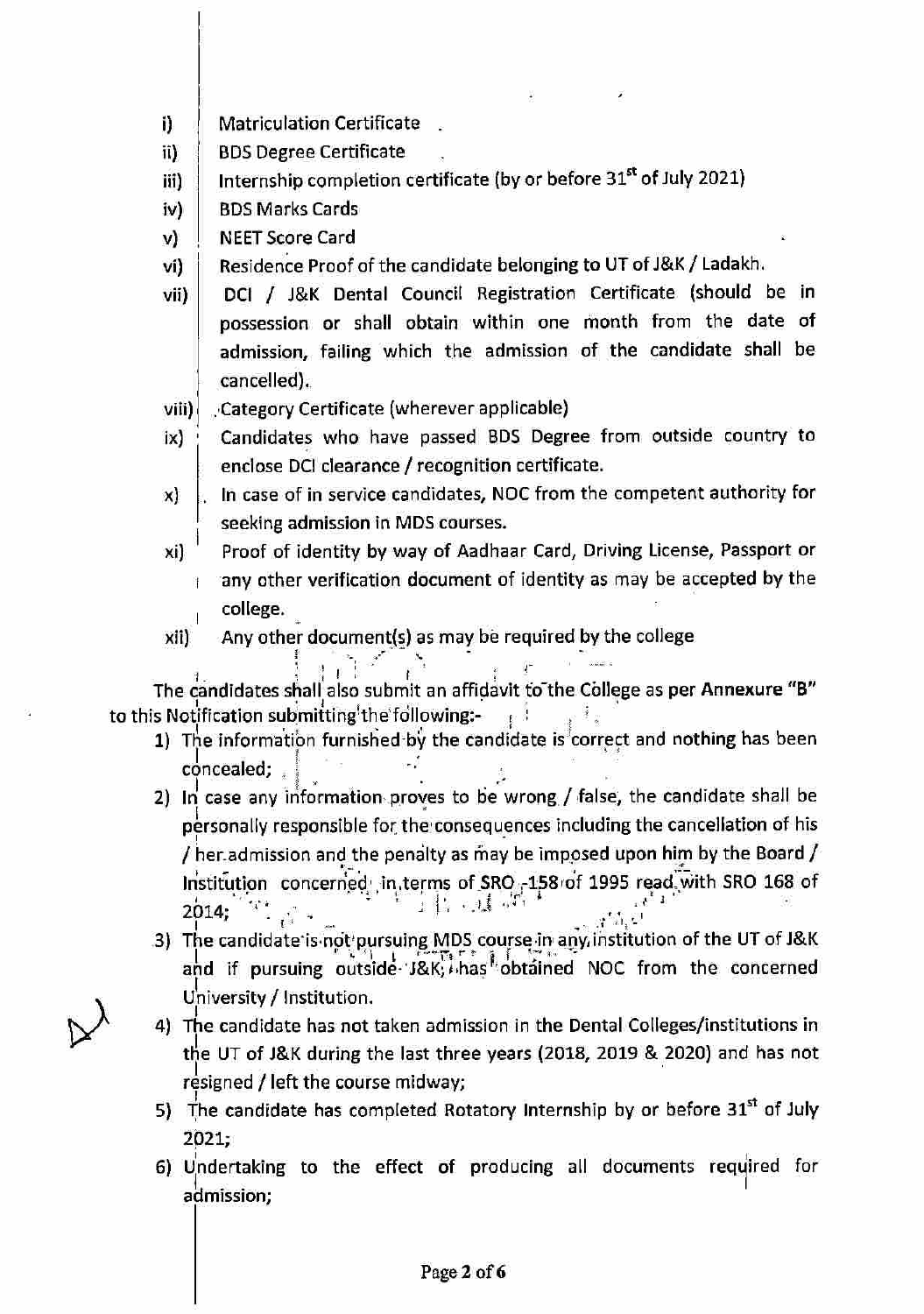i) Matriculation Certificate

ii) BDS Degree Certificate

iii) Internship completion certificate (by or before 31st of July 2021)

iv) BDS Marks Cards

v) NEET Score Card

vi) Residence Proof of the candidate belonging to UT of J&K / Ladakh.

vii) DCI / J&K Dental Council Registration Certificate (should be in possession or shall obtain within one month from the date of admission, failing which the admission of the candidate shall be cancelled).

viii) Category Certificate (wherever applicable)

ix) Candidates who have passed BDS Degree from outside country to enclose DCI clearance / recognition certificate.

x) In case of in service candidates, NOC from the competent authority for seeking admission in MDS courses.

xi) Proof of identity by way of Aadhaar Card, Driving License, Passport or any other verification document of identity as may be accepted by the college.

xii) Any other document(s) as may be required by the college

The candidates shall also submit an affidavit to the College as per Annexure "B" to this Notification submitting the following:-

1) The information furnished by the candidate is correct and nothing has been concealed;
2) In case any information proves to be wrong / false, the candidate shall be personally responsible for the consequences including the cancellation of his / her admission and the penalty as may be imposed upon him by the Board / Institution concerned in terms of SRO -158 of 1995 read with SRO 168 of 2014;
3) The candidate is not pursuing MDS course in any institution of the UT of J&K and if pursuing outside J&K, has obtained NOC from the concerned University / Institution.
4) The candidate has not taken admission in the Dental Colleges/institutions in the UT of J&K during the last three years (2018, 2019 & 2020) and has not resigned / left the course midway;
5) The candidate has completed Rotatory Internship by or before 31st of July 2021;
6) Undertaking to the effect of producing all documents required for admission;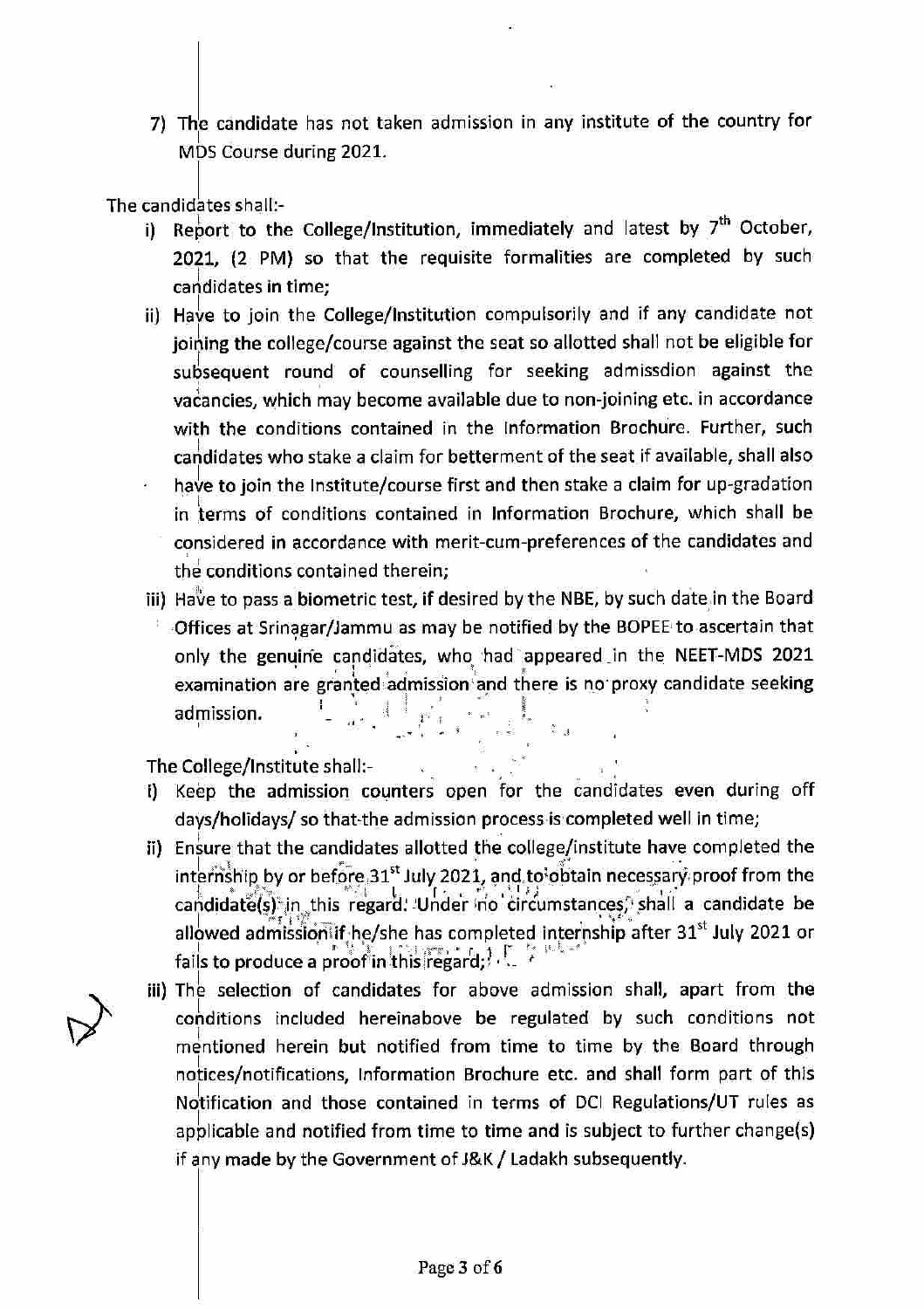7) The candidate has not taken admission in any institute of the country for MDS Course during 2021.

The candidates shall:-

i) Report to the College/Institution, immediately and latest by 7th October, 2021, (2 PM) so that the requisite formalities are completed by such candidates in time;

ii) Have to join the College/Institution compulsorily and if any candidate not joining the college/course against the seat so allotted shall not be eligible for subsequent round of counselling for seeking admissdion against the vacancies, which may become available due to non-joining etc. in accordance with the conditions contained in the Information Brochure. Further, such candidates who stake a claim for betterment of the seat if available, shall also have to join the Institute/course first and then stake a claim for up-gradation in terms of conditions contained in Information Brochure, which shall be considered in accordance with merit-cum-preferences of the candidates and the conditions contained therein;

iii) Have to pass a biometric test, if desired by the NBE, by such date in the Board Offices at Srinagar/Jammu as may be notified by the BOPEE to ascertain that only the genuine candidates, who had appeared in the NEET-MDS 2021 examination are granted admission and there is no proxy candidate seeking admission.

The College/Institute shall:-

i) Keep the admission counters open for the candidates even during off days/holidays/ so that the admission process is completed well in time;

ii) Ensure that the candidates allotted the college/institute have completed the internship by or before 31st July 2021, and to obtain necessary proof from the candidate(s) in this regard. Under no circumstances, shall a candidate be allowed admission if he/she has completed internship after 31st July 2021 or fails to produce a proof in this regard;

iii) The selection of candidates for above admission shall, apart from the conditions included hereinabove be regulated by such conditions not mentioned herein but notified from time to time by the Board through notices/notifications, Information Brochure etc. and shall form part of this Notification and those contained in terms of DCI Regulations/UT rules as applicable and notified from time to time and is subject to further change(s) if any made by the Government of J&K / Ladakh subsequently.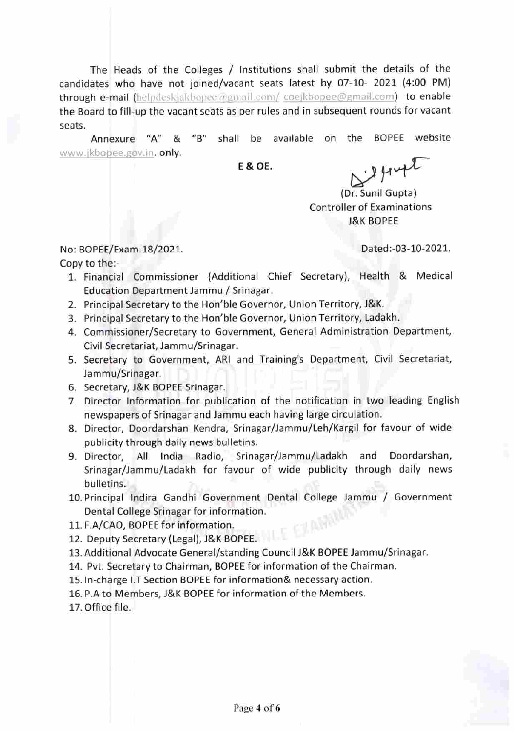The Heads of the Colleges / Institutions shall submit the details of the candidates who have not joined/vacant seats latest by 07-10- 2021 (4:00 PM) through e-mail (helpdeskjakbopee@gmail.com/ coejkbopee@gmail.com) to enable the Board to fill-up the vacant seats as per rules and in subsequent rounds for vacant seats.

Annexure "A" & "B" shall be available on the BOPEE website www.jkbopee.gov.in. only.

**E & OE.**

(Dr. Sunil Gupta)
Controller of Examinations
J&K BOPEE

No: BOPEE/Exam-18/2021.  Dated:-03-10-2021.

Copy to the:-

1. Financial Commissioner (Additional Chief Secretary), Health & Medical Education Department Jammu / Srinagar.
2. Principal Secretary to the Hon'ble Governor, Union Territory, J&K.
3. Principal Secretary to the Hon'ble Governor, Union Territory, Ladakh.
4. Commissioner/Secretary to Government, General Administration Department, Civil Secretariat, Jammu/Srinagar.
5. Secretary to Government, ARI and Training's Department, Civil Secretariat, Jammu/Srinagar.
6. Secretary, J&K BOPEE Srinagar.
7. Director Information for publication of the notification in two leading English newspapers of Srinagar and Jammu each having large circulation.
8. Director, Doordarshan Kendra, Srinagar/Jammu/Leh/Kargil for favour of wide publicity through daily news bulletins.
9. Director, All India Radio, Srinagar/Jammu/Ladakh and Doordarshan, Srinagar/Jammu/Ladakh for favour of wide publicity through daily news bulletins.
10. Principal Indira Gandhi Government Dental College Jammu / Government Dental College Srinagar for information.
11. F.A/CAO, BOPEE for information.
12. Deputy Secretary (Legal), J&K BOPEE.
13. Additional Advocate General/standing Council J&K BOPEE Jammu/Srinagar.
14. Pvt. Secretary to Chairman, BOPEE for information of the Chairman.
15. In-charge I.T Section BOPEE for information& necessary action.
16. P.A to Members, J&K BOPEE for information of the Members.
17. Office file.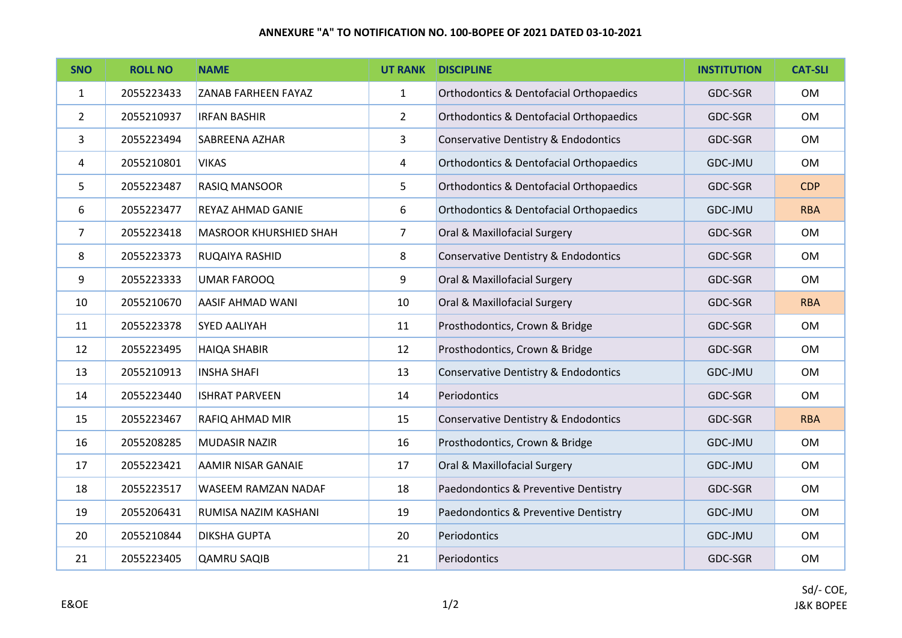**ANNEXURE "A" TO NOTIFICATION NO. 100-BOPEE OF 2021 DATED 03-10-2021**

| SNO | ROLL NO | NAME | UT RANK | DISCIPLINE | INSTITUTION | CAT-SLI |
|---|---|---|---|---|---|---|
| 1 | 2055223433 | ZANAB FARHEEN FAYAZ | 1 | Orthodontics & Dentofacial Orthopaedics | GDC-SGR | OM |
| 2 | 2055210937 | IRFAN BASHIR | 2 | Orthodontics & Dentofacial Orthopaedics | GDC-SGR | OM |
| 3 | 2055223494 | SABREENA AZHAR | 3 | Conservative Dentistry & Endodontics | GDC-SGR | OM |
| 4 | 2055210801 | VIKAS | 4 | Orthodontics & Dentofacial Orthopaedics | GDC-JMU | OM |
| 5 | 2055223487 | RASIQ MANSOOR | 5 | Orthodontics & Dentofacial Orthopaedics | GDC-SGR | CDP |
| 6 | 2055223477 | REYAZ AHMAD GANIE | 6 | Orthodontics & Dentofacial Orthopaedics | GDC-JMU | RBA |
| 7 | 2055223418 | MASROOR KHURSHIED SHAH | 7 | Oral & Maxillofacial Surgery | GDC-SGR | OM |
| 8 | 2055223373 | RUQAIYA RASHID | 8 | Conservative Dentistry & Endodontics | GDC-SGR | OM |
| 9 | 2055223333 | UMAR FAROOQ | 9 | Oral & Maxillofacial Surgery | GDC-SGR | OM |
| 10 | 2055210670 | AASIF AHMAD WANI | 10 | Oral & Maxillofacial Surgery | GDC-SGR | RBA |
| 11 | 2055223378 | SYED AALIYAH | 11 | Prosthodontics, Crown & Bridge | GDC-SGR | OM |
| 12 | 2055223495 | HAIQA SHABIR | 12 | Prosthodontics, Crown & Bridge | GDC-SGR | OM |
| 13 | 2055210913 | INSHA SHAFI | 13 | Conservative Dentistry & Endodontics | GDC-JMU | OM |
| 14 | 2055223440 | ISHRAT PARVEEN | 14 | Periodontics | GDC-SGR | OM |
| 15 | 2055223467 | RAFIQ AHMAD MIR | 15 | Conservative Dentistry & Endodontics | GDC-SGR | RBA |
| 16 | 2055208285 | MUDASIR NAZIR | 16 | Prosthodontics, Crown & Bridge | GDC-JMU | OM |
| 17 | 2055223421 | AAMIR NISAR GANAIE | 17 | Oral & Maxillofacial Surgery | GDC-JMU | OM |
| 18 | 2055223517 | WASEEM RAMZAN NADAF | 18 | Paedondontics & Preventive Dentistry | GDC-SGR | OM |
| 19 | 2055206431 | RUMISA NAZIM KASHANI | 19 | Paedondontics & Preventive Dentistry | GDC-JMU | OM |
| 20 | 2055210844 | DIKSHA GUPTA | 20 | Periodontics | GDC-JMU | OM |
| 21 | 2055223405 | QAMRU SAQIB | 21 | Periodontics | GDC-SGR | OM |

E&OE

Sd/- COE,
J&K BOPEE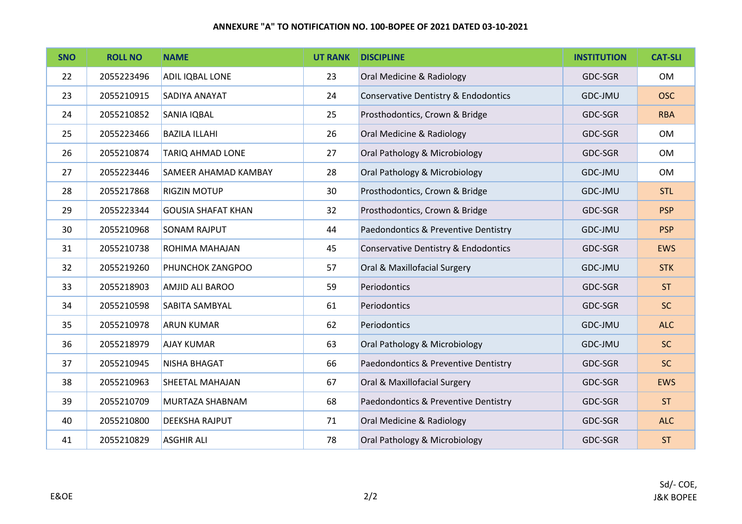**ANNEXURE "A" TO NOTIFICATION NO. 100-BOPEE OF 2021 DATED 03-10-2021**

| SNO | ROLL NO | NAME | UT RANK | DISCIPLINE | INSTITUTION | CAT-SLI |
|---|---|---|---|---|---|---|
| 22 | 2055223496 | ADIL IQBAL LONE | 23 | Oral Medicine & Radiology | GDC-SGR | OM |
| 23 | 2055210915 | SADIYA ANAYAT | 24 | Conservative Dentistry & Endodontics | GDC-JMU | OSC |
| 24 | 2055210852 | SANIA IQBAL | 25 | Prosthodontics, Crown & Bridge | GDC-SGR | RBA |
| 25 | 2055223466 | BAZILA ILLAHI | 26 | Oral Medicine & Radiology | GDC-SGR | OM |
| 26 | 2055210874 | TARIQ AHMAD LONE | 27 | Oral Pathology & Microbiology | GDC-SGR | OM |
| 27 | 2055223446 | SAMEER AHAMAD KAMBAY | 28 | Oral Pathology & Microbiology | GDC-JMU | OM |
| 28 | 2055217868 | RIGZIN MOTUP | 30 | Prosthodontics, Crown & Bridge | GDC-JMU | STL |
| 29 | 2055223344 | GOUSIA SHAFAT KHAN | 32 | Prosthodontics, Crown & Bridge | GDC-SGR | PSP |
| 30 | 2055210968 | SONAM RAJPUT | 44 | Paedondontics & Preventive Dentistry | GDC-JMU | PSP |
| 31 | 2055210738 | ROHIMA MAHAJAN | 45 | Conservative Dentistry & Endodontics | GDC-SGR | EWS |
| 32 | 2055219260 | PHUNCHOK ZANGPOO | 57 | Oral & Maxillofacial Surgery | GDC-JMU | STK |
| 33 | 2055218903 | AMJID ALI BAROO | 59 | Periodontics | GDC-SGR | ST |
| 34 | 2055210598 | SABITA SAMBYAL | 61 | Periodontics | GDC-SGR | SC |
| 35 | 2055210978 | ARUN KUMAR | 62 | Periodontics | GDC-JMU | ALC |
| 36 | 2055218979 | AJAY KUMAR | 63 | Oral Pathology & Microbiology | GDC-JMU | SC |
| 37 | 2055210945 | NISHA BHAGAT | 66 | Paedondontics & Preventive Dentistry | GDC-SGR | SC |
| 38 | 2055210963 | SHEETAL MAHAJAN | 67 | Oral & Maxillofacial Surgery | GDC-SGR | EWS |
| 39 | 2055210709 | MURTAZA SHABNAM | 68 | Paedondontics & Preventive Dentistry | GDC-SGR | ST |
| 40 | 2055210800 | DEEKSHA RAJPUT | 71 | Oral Medicine & Radiology | GDC-SGR | ALC |
| 41 | 2055210829 | ASGHIR ALI | 78 | Oral Pathology & Microbiology | GDC-SGR | ST |

E&OE

Sd/- COE,
J&K BOPEE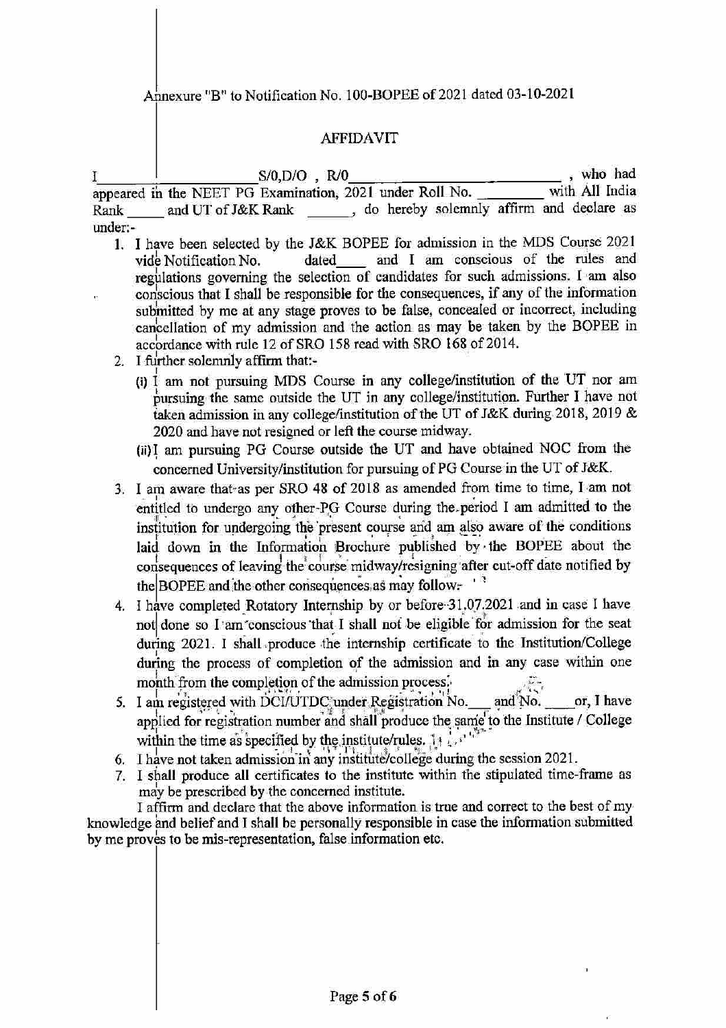Annexure "B" to Notification No. 100-BOPEE of 2021 dated 03-10-2021

## AFFIDAVIT

I ______________ S/0,D/O , R/0 ______________________ , who had appeared in the NEET PG Examination, 2021 under Roll No. ________ with All India Rank _____ and UT of J&K Rank ______, do hereby solemnly affirm and declare as under:-

1. I have been selected by the J&K BOPEE for admission in the MDS Course 2021 vide Notification No. dated____ and I am conscious of the rules and regulations governing the selection of candidates for such admissions. I am also conscious that I shall be responsible for the consequences, if any of the information submitted by me at any stage proves to be false, concealed or incorrect, including cancellation of my admission and the action as may be taken by the BOPEE in accordance with rule 12 of SRO 158 read with SRO 168 of 2014.
2. I further solemnly affirm that:-
   - (i) I am not pursuing MDS Course in any college/institution of the UT nor am pursuing the same outside the UT in any college/institution. Further I have not taken admission in any college/institution of the UT of J&K during 2018, 2019 & 2020 and have not resigned or left the course midway.
   - (ii) I am pursuing PG Course outside the UT and have obtained NOC from the concerned University/institution for pursuing of PG Course in the UT of J&K.
3. I am aware that as per SRO 48 of 2018 as amended from time to time, I am not entitled to undergo any other PG Course during the period I am admitted to the institution for undergoing the present course and am also aware of the conditions laid down in the Information Brochure published by the BOPEE about the consequences of leaving the course midway/resigning after cut-off date notified by the BOPEE and the other consequences as may follow.
4. I have completed Rotatory Internship by or before 31.07.2021 and in case I have not done so I am conscious that I shall not be eligible for admission for the seat during 2021. I shall produce the internship certificate to the Institution/College during the process of completion of the admission and in any case within one month from the completion of the admission process.
5. I am registered with DCI/UTDC under Registration No.___ and No. ____or, I have applied for registration number and shall produce the same to the Institute / College within the time as specified by the institute/rules.
6. I have not taken admission in any institute/college during the session 2021.
7. I shall produce all certificates to the institute within the stipulated time-frame as may be prescribed by the concerned institute.

I affirm and declare that the above information is true and correct to the best of my knowledge and belief and I shall be personally responsible in case the information submitted by me proves to be mis-representation, false information etc.